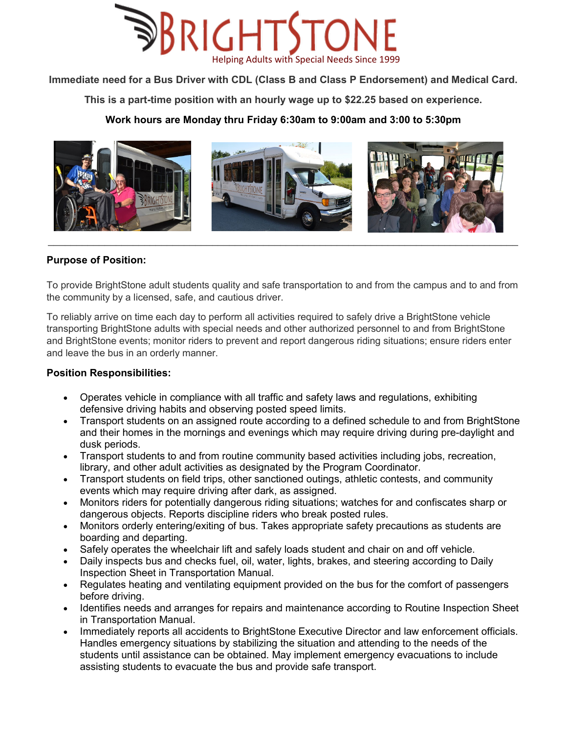# BRIGHTSTONE

Helping Adults with Special Needs Since 1999

**Immediate need for a Bus Driver with CDL (Class B and Class P Endorsement) and Medical Card.**

**This is a part-time position with an hourly wage up to $22.25 based on experience.**

**Work hours are Monday thru Friday 6:30am to 9:00am and 3:00 to 5:30pm**

---

**Purpose of Position:**

To provide BrightStone adult students quality and safe transportation to and from the campus and to and from the community by a licensed, safe, and cautious driver.

To reliably arrive on time each day to perform all activities required to safely drive a BrightStone vehicle transporting BrightStone adults with special needs and other authorized personnel to and from BrightStone and BrightStone events; monitor riders to prevent and report dangerous riding situations; ensure riders enter and leave the bus in an orderly manner.

**Position Responsibilities:**

- Operates vehicle in compliance with all traffic and safety laws and regulations, exhibiting defensive driving habits and observing posted speed limits.
- Transport students on an assigned route according to a defined schedule to and from BrightStone and their homes in the mornings and evenings which may require driving during pre-daylight and dusk periods.
- Transport students to and from routine community based activities including jobs, recreation, library, and other adult activities as designated by the Program Coordinator.
- Transport students on field trips, other sanctioned outings, athletic contests, and community events which may require driving after dark, as assigned.
- Monitors riders for potentially dangerous riding situations; watches for and confiscates sharp or dangerous objects. Reports discipline riders who break posted rules.
- Monitors orderly entering/exiting of bus. Takes appropriate safety precautions as students are boarding and departing.
- Safely operates the wheelchair lift and safely loads student and chair on and off vehicle.
- Daily inspects bus and checks fuel, oil, water, lights, brakes, and steering according to Daily Inspection Sheet in Transportation Manual.
- Regulates heating and ventilating equipment provided on the bus for the comfort of passengers before driving.
- Identifies needs and arranges for repairs and maintenance according to Routine Inspection Sheet in Transportation Manual.
- Immediately reports all accidents to BrightStone Executive Director and law enforcement officials. Handles emergency situations by stabilizing the situation and attending to the needs of the students until assistance can be obtained. May implement emergency evacuations to include assisting students to evacuate the bus and provide safe transport.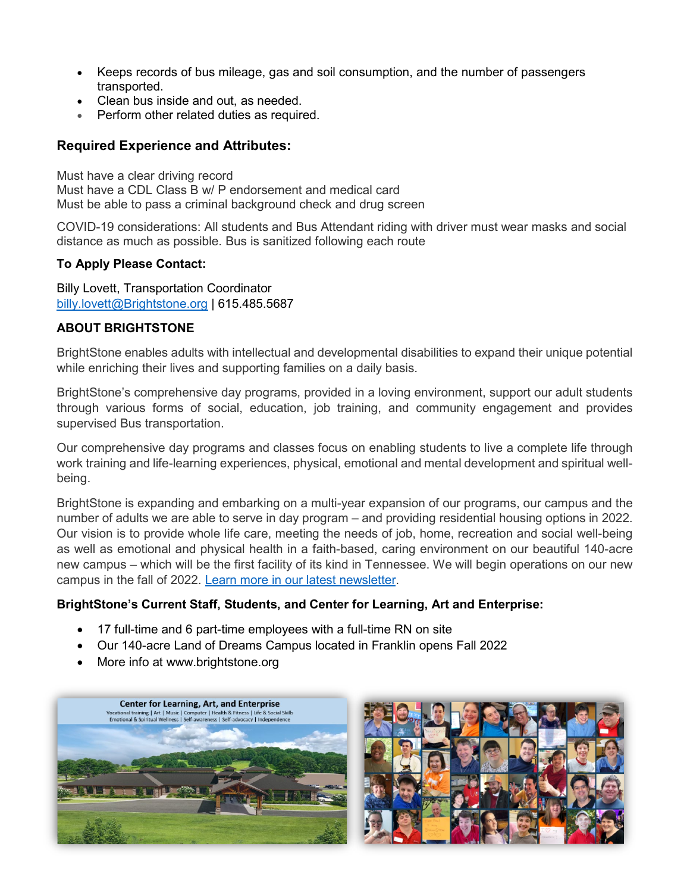- Keeps records of bus mileage, gas and soil consumption, and the number of passengers transported.
- Clean bus inside and out, as needed.
- Perform other related duties as required.

### Required Experience and Attributes:

Must have a clear driving record
Must have a CDL Class B w/ P endorsement and medical card
Must be able to pass a criminal background check and drug screen

COVID-19 considerations: All students and Bus Attendant riding with driver must wear masks and social distance as much as possible. Bus is sanitized following each route

**To Apply Please Contact:**

Billy Lovett, Transportation Coordinator
billy.lovett@Brightstone.org | 615.485.5687

**ABOUT BRIGHTSTONE**

BrightStone enables adults with intellectual and developmental disabilities to expand their unique potential while enriching their lives and supporting families on a daily basis.

BrightStone's comprehensive day programs, provided in a loving environment, support our adult students through various forms of social, education, job training, and community engagement and provides supervised Bus transportation.

Our comprehensive day programs and classes focus on enabling students to live a complete life through work training and life-learning experiences, physical, emotional and mental development and spiritual well-being.

BrightStone is expanding and embarking on a multi-year expansion of our programs, our campus and the number of adults we are able to serve in day program – and providing residential housing options in 2022. Our vision is to provide whole life care, meeting the needs of job, home, recreation and social well-being as well as emotional and physical health in a faith-based, caring environment on our beautiful 140-acre new campus – which will be the first facility of its kind in Tennessee. We will begin operations on our new campus in the fall of 2022. Learn more in our latest newsletter.

**BrightStone's Current Staff, Students, and Center for Learning, Art and Enterprise:**

- 17 full-time and 6 part-time employees with a full-time RN on site
- Our 140-acre Land of Dreams Campus located in Franklin opens Fall 2022
- More info at www.brightstone.org